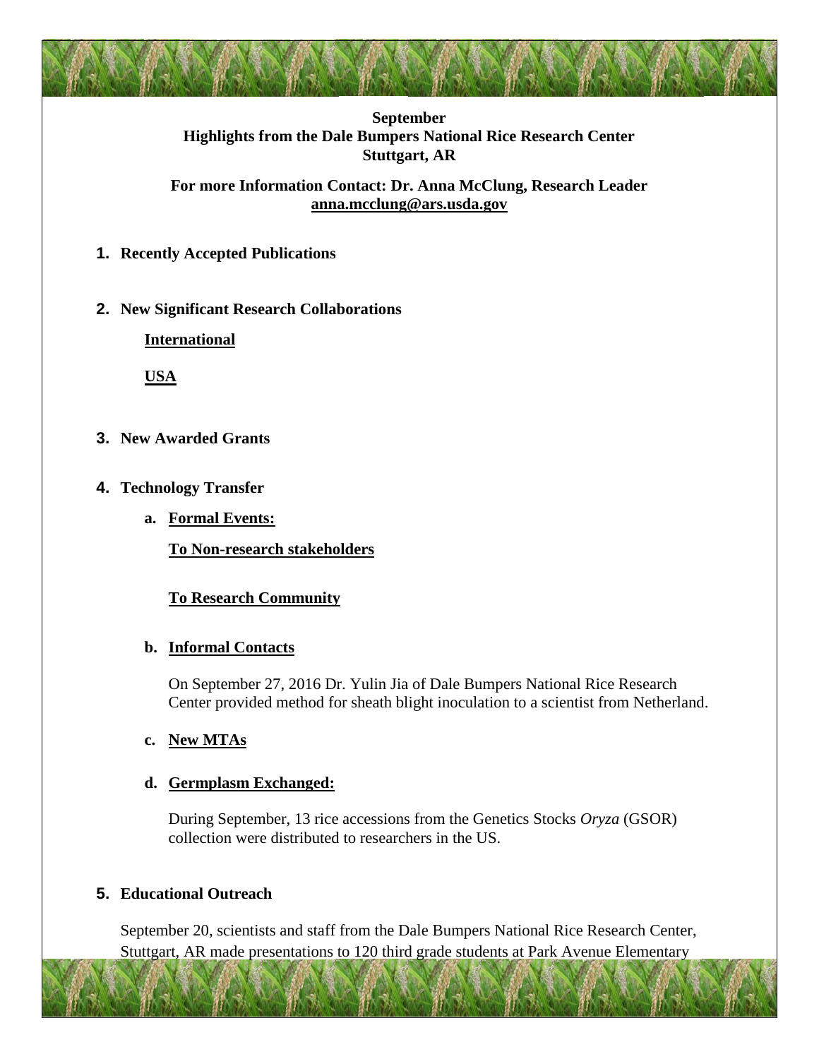**September**
**Highlights from the Dale Bumpers National Rice Research Center**
**Stuttgart, AR**

**For more Information Contact: Dr. Anna McClung, Research Leader**
**anna.mcclung@ars.usda.gov**

## 1. Recently Accepted Publications

## 2. New Significant Research Collaborations

**International**

**USA**

## 3. New Awarded Grants

## 4. Technology Transfer

### a. Formal Events:

**To Non-research stakeholders**

**To Research Community**

### b. Informal Contacts

On September 27, 2016 Dr. Yulin Jia of Dale Bumpers National Rice Research Center provided method for sheath blight inoculation to a scientist from Netherland.

### c. New MTAs

### d. Germplasm Exchanged:

During September, 13 rice accessions from the Genetics Stocks *Oryza* (GSOR) collection were distributed to researchers in the US.

## 5. Educational Outreach

September 20, scientists and staff from the Dale Bumpers National Rice Research Center, Stuttgart, AR made presentations to 120 third grade students at Park Avenue Elementary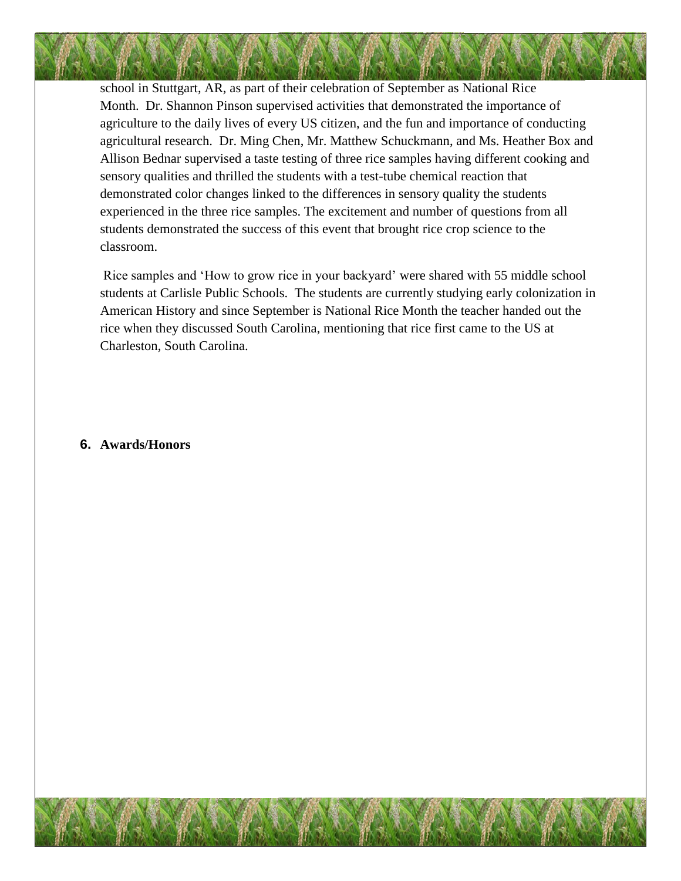school in Stuttgart, AR, as part of their celebration of September as National Rice Month. Dr. Shannon Pinson supervised activities that demonstrated the importance of agriculture to the daily lives of every US citizen, and the fun and importance of conducting agricultural research. Dr. Ming Chen, Mr. Matthew Schuckmann, and Ms. Heather Box and Allison Bednar supervised a taste testing of three rice samples having different cooking and sensory qualities and thrilled the students with a test-tube chemical reaction that demonstrated color changes linked to the differences in sensory quality the students experienced in the three rice samples. The excitement and number of questions from all students demonstrated the success of this event that brought rice crop science to the classroom.

Rice samples and 'How to grow rice in your backyard' were shared with 55 middle school students at Carlisle Public Schools. The students are currently studying early colonization in American History and since September is National Rice Month the teacher handed out the rice when they discussed South Carolina, mentioning that rice first came to the US at Charleston, South Carolina.

## 6. Awards/Honors